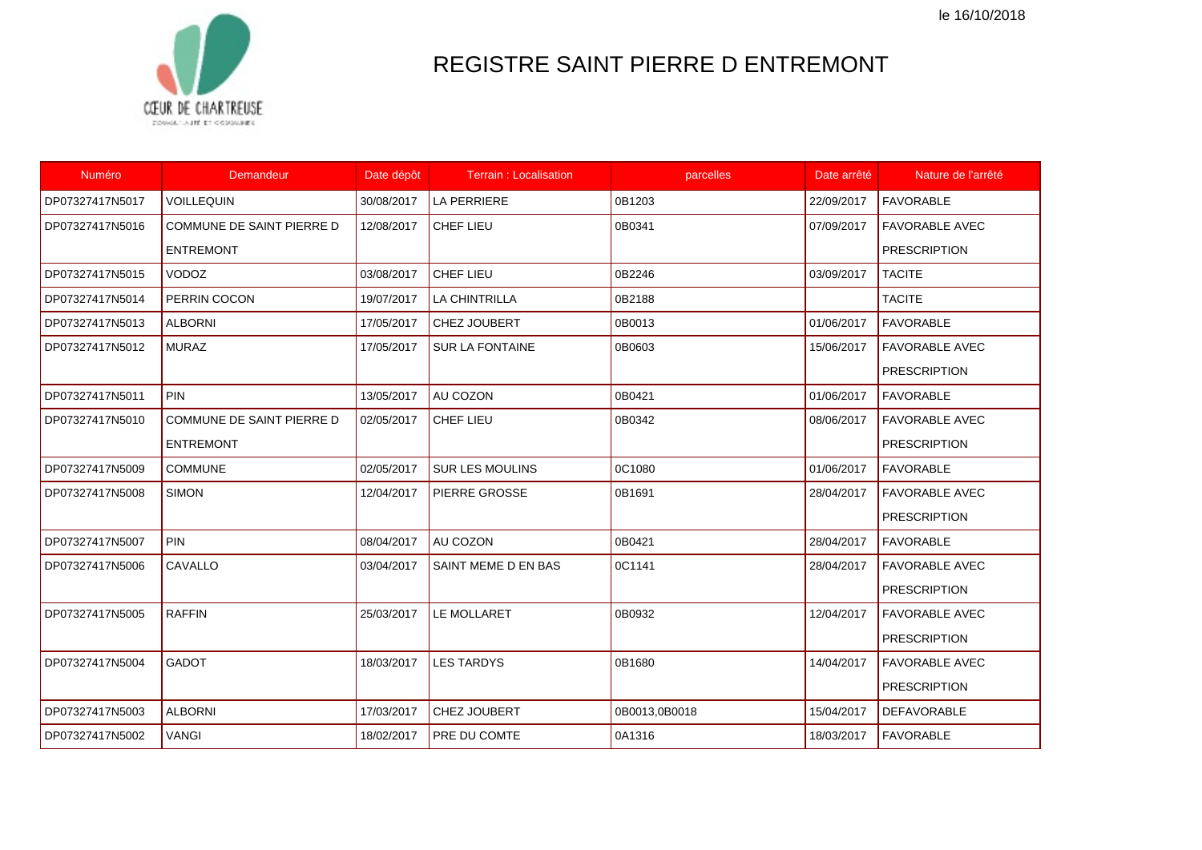le 16/10/2018

# REGISTRE SAINT PIERRE D ENTREMONT

| Numéro | Demandeur | Date dépôt | Terrain : Localisation | parcelles | Date arrêté | Nature de l'arrêté |
|---|---|---|---|---|---|---|
| DP07327417N5017 | VOILLEQUIN | 30/08/2017 | LA PERRIERE | 0B1203 | 22/09/2017 | FAVORABLE |
| DP07327417N5016 | COMMUNE DE SAINT PIERRE D ENTREMONT | 12/08/2017 | CHEF LIEU | 0B0341 | 07/09/2017 | FAVORABLE AVEC PRESCRIPTION |
| DP07327417N5015 | VODOZ | 03/08/2017 | CHEF LIEU | 0B2246 | 03/09/2017 | TACITE |
| DP07327417N5014 | PERRIN COCON | 19/07/2017 | LA CHINTRILLA | 0B2188 | | TACITE |
| DP07327417N5013 | ALBORNI | 17/05/2017 | CHEZ JOUBERT | 0B0013 | 01/06/2017 | FAVORABLE |
| DP07327417N5012 | MURAZ | 17/05/2017 | SUR LA FONTAINE | 0B0603 | 15/06/2017 | FAVORABLE AVEC PRESCRIPTION |
| DP07327417N5011 | PIN | 13/05/2017 | AU COZON | 0B0421 | 01/06/2017 | FAVORABLE |
| DP07327417N5010 | COMMUNE DE SAINT PIERRE D ENTREMONT | 02/05/2017 | CHEF LIEU | 0B0342 | 08/06/2017 | FAVORABLE AVEC PRESCRIPTION |
| DP07327417N5009 | COMMUNE | 02/05/2017 | SUR LES MOULINS | 0C1080 | 01/06/2017 | FAVORABLE |
| DP07327417N5008 | SIMON | 12/04/2017 | PIERRE GROSSE | 0B1691 | 28/04/2017 | FAVORABLE AVEC PRESCRIPTION |
| DP07327417N5007 | PIN | 08/04/2017 | AU COZON | 0B0421 | 28/04/2017 | FAVORABLE |
| DP07327417N5006 | CAVALLO | 03/04/2017 | SAINT MEME D EN BAS | 0C1141 | 28/04/2017 | FAVORABLE AVEC PRESCRIPTION |
| DP07327417N5005 | RAFFIN | 25/03/2017 | LE MOLLARET | 0B0932 | 12/04/2017 | FAVORABLE AVEC PRESCRIPTION |
| DP07327417N5004 | GADOT | 18/03/2017 | LES TARDYS | 0B1680 | 14/04/2017 | FAVORABLE AVEC PRESCRIPTION |
| DP07327417N5003 | ALBORNI | 17/03/2017 | CHEZ JOUBERT | 0B0013,0B0018 | 15/04/2017 | DEFAVORABLE |
| DP07327417N5002 | VANGI | 18/02/2017 | PRE DU COMTE | 0A1316 | 18/03/2017 | FAVORABLE |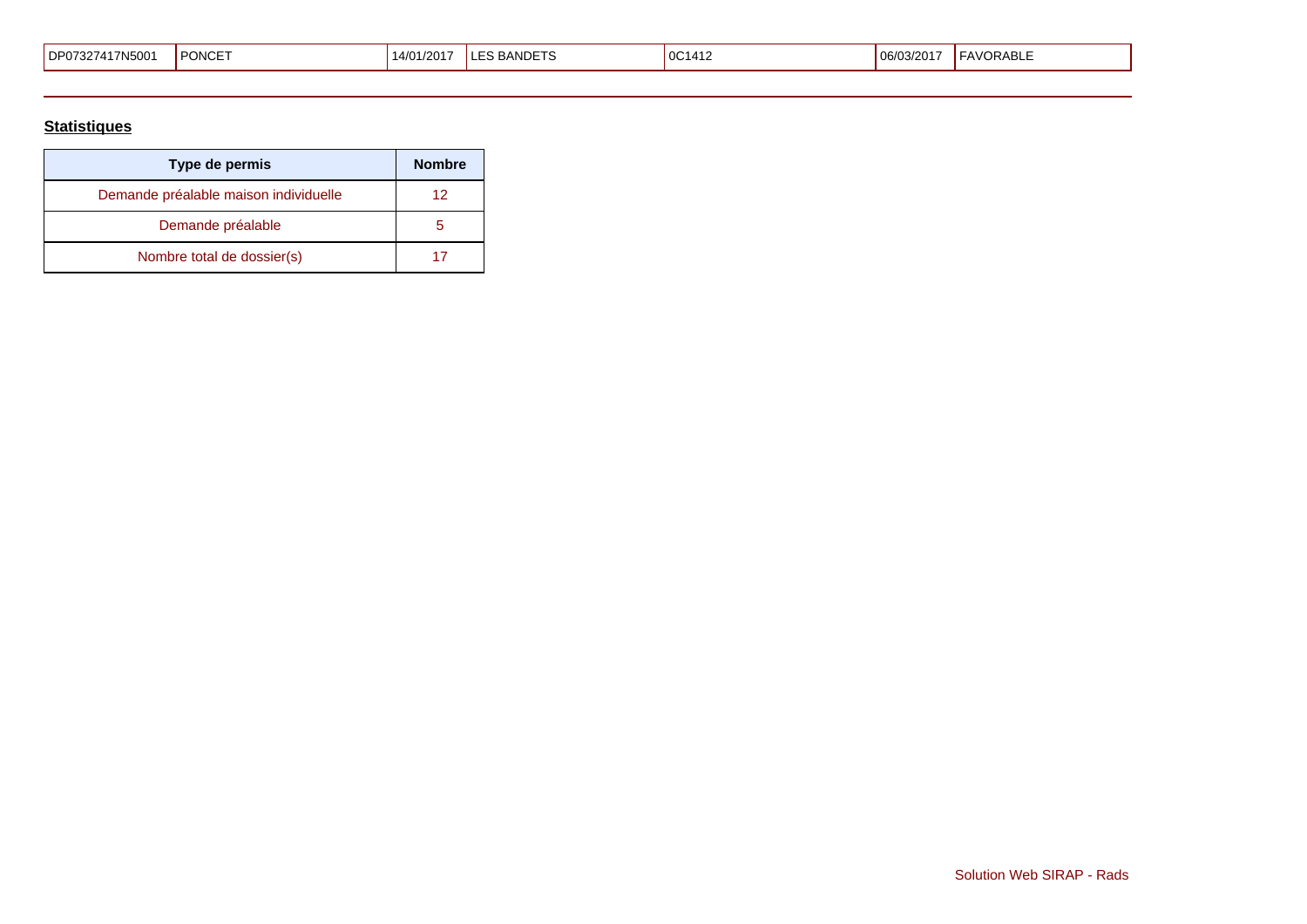| | | | | | | |
|---|---|---|---|---|---|---|
| DP07327417N5001 | PONCET | 14/01/2017 | LES BANDETS | 0C1412 | 06/03/2017 | FAVORABLE |

**Statistiques**

| Type de permis | Nombre |
|---|---|
| Demande préalable maison individuelle | 12 |
| Demande préalable | 5 |
| Nombre total de dossier(s) | 17 |